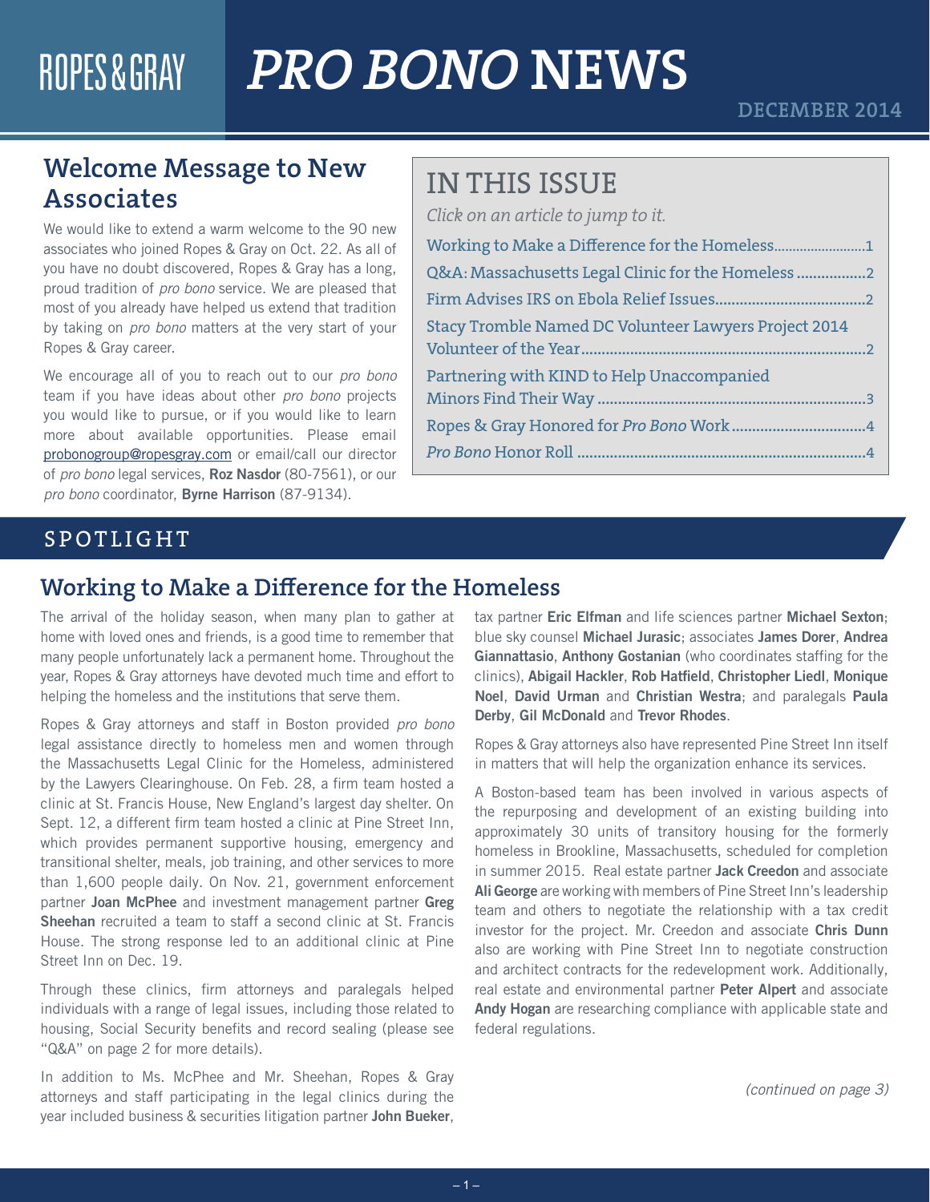# ROPES & GRAY *PRO BONO* NEWS

DECEMBER 2014

## Welcome Message to New Associates

We would like to extend a warm welcome to the 90 new associates who joined Ropes & Gray on Oct. 22. As all of you have no doubt discovered, Ropes & Gray has a long, proud tradition of *pro bono* service. We are pleased that most of you already have helped us extend that tradition by taking on *pro bono* matters at the very start of your Ropes & Gray career.

We encourage all of you to reach out to our *pro bono* team if you have ideas about other *pro bono* projects you would like to pursue, or if you would like to learn more about available opportunities. Please email probonogroup@ropesgray.com or email/call our director of *pro bono* legal services, **Roz Nasdor** (80-7561), or our *pro bono* coordinator, **Byrne Harrison** (87-9134).

## IN THIS ISSUE

*Click on an article to jump to it.*

- Working to Make a Difference for the Homeless.........................1
- Q&A: Massachusetts Legal Clinic for the Homeless .................2
- Firm Advises IRS on Ebola Relief Issues.....................................2
- Stacy Tromble Named DC Volunteer Lawyers Project 2014 Volunteer of the Year.....................................................................2
- Partnering with KIND to Help Unaccompanied Minors Find Their Way .................................................................3
- Ropes & Gray Honored for *Pro Bono* Work.................................4
- *Pro Bono* Honor Roll .......................................................................4

## SPOTLIGHT

## Working to Make a Difference for the Homeless

The arrival of the holiday season, when many plan to gather at home with loved ones and friends, is a good time to remember that many people unfortunately lack a permanent home. Throughout the year, Ropes & Gray attorneys have devoted much time and effort to helping the homeless and the institutions that serve them.

Ropes & Gray attorneys and staff in Boston provided *pro bono* legal assistance directly to homeless men and women through the Massachusetts Legal Clinic for the Homeless, administered by the Lawyers Clearinghouse. On Feb. 28, a firm team hosted a clinic at St. Francis House, New England's largest day shelter. On Sept. 12, a different firm team hosted a clinic at Pine Street Inn, which provides permanent supportive housing, emergency and transitional shelter, meals, job training, and other services to more than 1,600 people daily. On Nov. 21, government enforcement partner **Joan McPhee** and investment management partner **Greg Sheehan** recruited a team to staff a second clinic at St. Francis House. The strong response led to an additional clinic at Pine Street Inn on Dec. 19.

Through these clinics, firm attorneys and paralegals helped individuals with a range of legal issues, including those related to housing, Social Security benefits and record sealing (please see "Q&A" on page 2 for more details).

In addition to Ms. McPhee and Mr. Sheehan, Ropes & Gray attorneys and staff participating in the legal clinics during the year included business & securities litigation partner **John Bueker**, tax partner **Eric Elfman** and life sciences partner **Michael Sexton**; blue sky counsel **Michael Jurasic**; associates **James Dorer**, **Andrea Giannattasio**, **Anthony Gostanian** (who coordinates staffing for the clinics), **Abigail Hackler**, **Rob Hatfield**, **Christopher Liedl**, **Monique Noel**, **David Urman** and **Christian Westra**; and paralegals **Paula Derby**, **Gil McDonald** and **Trevor Rhodes**.

Ropes & Gray attorneys also have represented Pine Street Inn itself in matters that will help the organization enhance its services.

A Boston-based team has been involved in various aspects of the repurposing and development of an existing building into approximately 30 units of transitory housing for the formerly homeless in Brookline, Massachusetts, scheduled for completion in summer 2015. Real estate partner **Jack Creedon** and associate **Ali George** are working with members of Pine Street Inn's leadership team and others to negotiate the relationship with a tax credit investor for the project. Mr. Creedon and associate **Chris Dunn** also are working with Pine Street Inn to negotiate construction and architect contracts for the redevelopment work. Additionally, real estate and environmental partner **Peter Alpert** and associate **Andy Hogan** are researching compliance with applicable state and federal regulations.

*(continued on page 3)*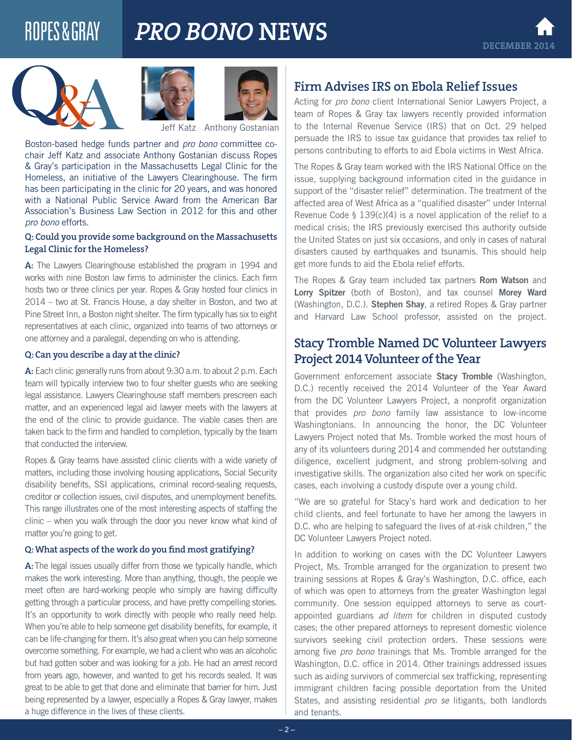# Q&A

Jeff Katz Anthony Gostanian

Boston-based hedge funds partner and *pro bono* committee co-chair Jeff Katz and associate Anthony Gostanian discuss Ropes & Gray's participation in the Massachusetts Legal Clinic for the Homeless, an initiative of the Lawyers Clearinghouse. The firm has been participating in the clinic for 20 years, and was honored with a National Public Service Award from the American Bar Association's Business Law Section in 2012 for this and other *pro bono* efforts.

**Q: Could you provide some background on the Massachusetts Legal Clinic for the Homeless?**

**A:** The Lawyers Clearinghouse established the program in 1994 and works with nine Boston law firms to administer the clinics. Each firm hosts two or three clinics per year. Ropes & Gray hosted four clinics in 2014 – two at St. Francis House, a day shelter in Boston, and two at Pine Street Inn, a Boston night shelter. The firm typically has six to eight representatives at each clinic, organized into teams of two attorneys or one attorney and a paralegal, depending on who is attending.

**Q: Can you describe a day at the clinic?**

**A:** Each clinic generally runs from about 9:30 a.m. to about 2 p.m. Each team will typically interview two to four shelter guests who are seeking legal assistance. Lawyers Clearinghouse staff members prescreen each matter, and an experienced legal aid lawyer meets with the lawyers at the end of the clinic to provide guidance. The viable cases then are taken back to the firm and handled to completion, typically by the team that conducted the interview.

Ropes & Gray teams have assisted clinic clients with a wide variety of matters, including those involving housing applications, Social Security disability benefits, SSI applications, criminal record-sealing requests, creditor or collection issues, civil disputes, and unemployment benefits. This range illustrates one of the most interesting aspects of staffing the clinic – when you walk through the door you never know what kind of matter you're going to get.

**Q: What aspects of the work do you find most gratifying?**

**A:** The legal issues usually differ from those we typically handle, which makes the work interesting. More than anything, though, the people we meet often are hard-working people who simply are having difficulty getting through a particular process, and have pretty compelling stories. It's an opportunity to work directly with people who really need help. When you're able to help someone get disability benefits, for example, it can be life-changing for them. It's also great when you can help someone overcome something. For example, we had a client who was an alcoholic but had gotten sober and was looking for a job. He had an arrest record from years ago, however, and wanted to get his records sealed. It was great to be able to get that done and eliminate that barrier for him. Just being represented by a lawyer, especially a Ropes & Gray lawyer, makes a huge difference in the lives of these clients.

## Firm Advises IRS on Ebola Relief Issues

Acting for *pro bono* client International Senior Lawyers Project, a team of Ropes & Gray tax lawyers recently provided information to the Internal Revenue Service (IRS) that on Oct. 29 helped persuade the IRS to issue tax guidance that provides tax relief to persons contributing to efforts to aid Ebola victims in West Africa.

The Ropes & Gray team worked with the IRS National Office on the issue, supplying background information cited in the guidance in support of the "disaster relief" determination. The treatment of the affected area of West Africa as a "qualified disaster" under Internal Revenue Code § 139(c)(4) is a novel application of the relief to a medical crisis; the IRS previously exercised this authority outside the United States on just six occasions, and only in cases of natural disasters caused by earthquakes and tsunamis. This should help get more funds to aid the Ebola relief efforts.

The Ropes & Gray team included tax partners **Rom Watson** and **Lorry Spitzer** (both of Boston), and tax counsel **Morey Ward** (Washington, D.C.). **Stephen Shay**, a retired Ropes & Gray partner and Harvard Law School professor, assisted on the project.

## Stacy Tromble Named DC Volunteer Lawyers Project 2014 Volunteer of the Year

Government enforcement associate **Stacy Tromble** (Washington, D.C.) recently received the 2014 Volunteer of the Year Award from the DC Volunteer Lawyers Project, a nonprofit organization that provides *pro bono* family law assistance to low-income Washingtonians. In announcing the honor, the DC Volunteer Lawyers Project noted that Ms. Tromble worked the most hours of any of its volunteers during 2014 and commended her outstanding diligence, excellent judgment, and strong problem-solving and investigative skills. The organization also cited her work on specific cases, each involving a custody dispute over a young child.

"We are so grateful for Stacy's hard work and dedication to her child clients, and feel fortunate to have her among the lawyers in D.C. who are helping to safeguard the lives of at-risk children," the DC Volunteer Lawyers Project noted.

In addition to working on cases with the DC Volunteer Lawyers Project, Ms. Tromble arranged for the organization to present two training sessions at Ropes & Gray's Washington, D.C. office, each of which was open to attorneys from the greater Washington legal community. One session equipped attorneys to serve as court-appointed guardians *ad litem* for children in disputed custody cases; the other prepared attorneys to represent domestic violence survivors seeking civil protection orders. These sessions were among five *pro bono* trainings that Ms. Tromble arranged for the Washington, D.C. office in 2014. Other trainings addressed issues such as aiding survivors of commercial sex trafficking, representing immigrant children facing possible deportation from the United States, and assisting residential *pro se* litigants, both landlords and tenants.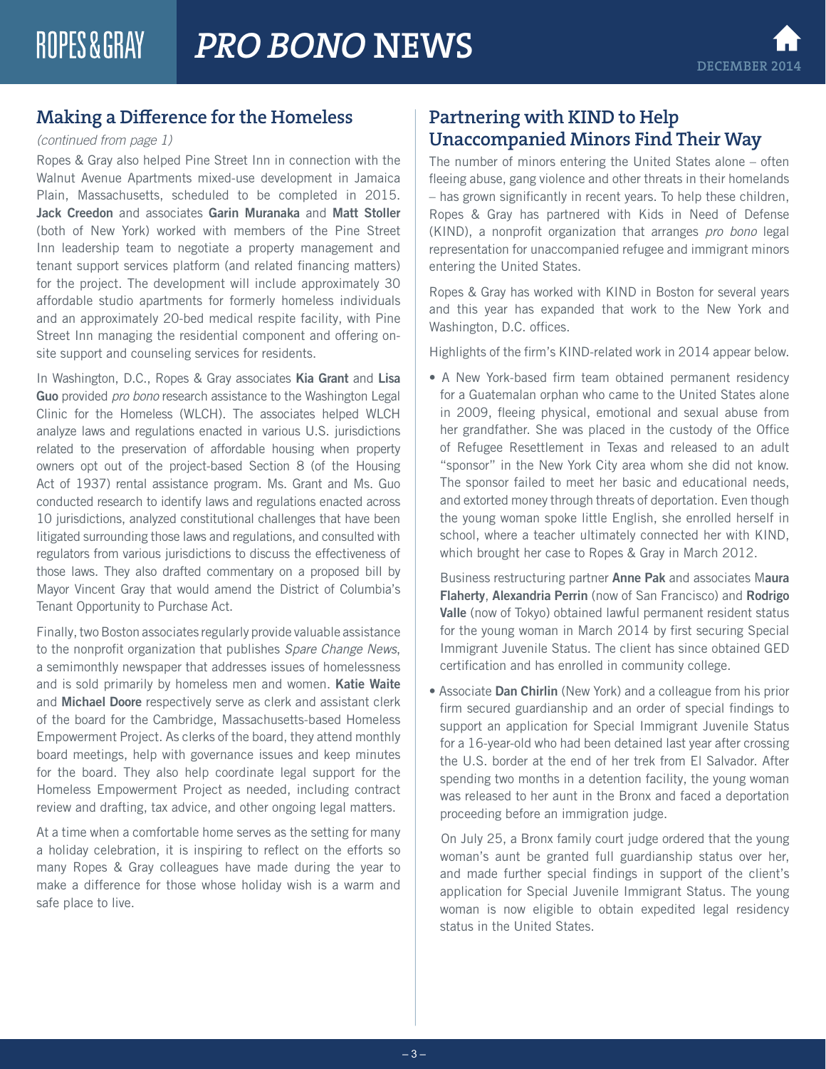## Making a Difference for the Homeless

*(continued from page 1)*

Ropes & Gray also helped Pine Street Inn in connection with the Walnut Avenue Apartments mixed-use development in Jamaica Plain, Massachusetts, scheduled to be completed in 2015. **Jack Creedon** and associates **Garin Muranaka** and **Matt Stoller** (both of New York) worked with members of the Pine Street Inn leadership team to negotiate a property management and tenant support services platform (and related financing matters) for the project. The development will include approximately 30 affordable studio apartments for formerly homeless individuals and an approximately 20-bed medical respite facility, with Pine Street Inn managing the residential component and offering on-site support and counseling services for residents.

In Washington, D.C., Ropes & Gray associates **Kia Grant** and **Lisa Guo** provided *pro bono* research assistance to the Washington Legal Clinic for the Homeless (WLCH). The associates helped WLCH analyze laws and regulations enacted in various U.S. jurisdictions related to the preservation of affordable housing when property owners opt out of the project-based Section 8 (of the Housing Act of 1937) rental assistance program. Ms. Grant and Ms. Guo conducted research to identify laws and regulations enacted across 10 jurisdictions, analyzed constitutional challenges that have been litigated surrounding those laws and regulations, and consulted with regulators from various jurisdictions to discuss the effectiveness of those laws. They also drafted commentary on a proposed bill by Mayor Vincent Gray that would amend the District of Columbia's Tenant Opportunity to Purchase Act.

Finally, two Boston associates regularly provide valuable assistance to the nonprofit organization that publishes *Spare Change News*, a semimonthly newspaper that addresses issues of homelessness and is sold primarily by homeless men and women. **Katie Waite** and **Michael Doore** respectively serve as clerk and assistant clerk of the board for the Cambridge, Massachusetts-based Homeless Empowerment Project. As clerks of the board, they attend monthly board meetings, help with governance issues and keep minutes for the board. They also help coordinate legal support for the Homeless Empowerment Project as needed, including contract review and drafting, tax advice, and other ongoing legal matters.

At a time when a comfortable home serves as the setting for many a holiday celebration, it is inspiring to reflect on the efforts so many Ropes & Gray colleagues have made during the year to make a difference for those whose holiday wish is a warm and safe place to live.

## Partnering with KIND to Help Unaccompanied Minors Find Their Way

The number of minors entering the United States alone – often fleeing abuse, gang violence and other threats in their homelands – has grown significantly in recent years. To help these children, Ropes & Gray has partnered with Kids in Need of Defense (KIND), a nonprofit organization that arranges *pro bono* legal representation for unaccompanied refugee and immigrant minors entering the United States.

Ropes & Gray has worked with KIND in Boston for several years and this year has expanded that work to the New York and Washington, D.C. offices.

Highlights of the firm's KIND-related work in 2014 appear below.

- A New York-based firm team obtained permanent residency for a Guatemalan orphan who came to the United States alone in 2009, fleeing physical, emotional and sexual abuse from her grandfather. She was placed in the custody of the Office of Refugee Resettlement in Texas and released to an adult "sponsor" in the New York City area whom she did not know. The sponsor failed to meet her basic and educational needs, and extorted money through threats of deportation. Even though the young woman spoke little English, she enrolled herself in school, where a teacher ultimately connected her with KIND, which brought her case to Ropes & Gray in March 2012.

  Business restructuring partner **Anne Pak** and associates **Maura Flaherty**, **Alexandria Perrin** (now of San Francisco) and **Rodrigo Valle** (now of Tokyo) obtained lawful permanent resident status for the young woman in March 2014 by first securing Special Immigrant Juvenile Status. The client has since obtained GED certification and has enrolled in community college.

- Associate **Dan Chirlin** (New York) and a colleague from his prior firm secured guardianship and an order of special findings to support an application for Special Immigrant Juvenile Status for a 16-year-old who had been detained last year after crossing the U.S. border at the end of her trek from El Salvador. After spending two months in a detention facility, the young woman was released to her aunt in the Bronx and faced a deportation proceeding before an immigration judge.

  On July 25, a Bronx family court judge ordered that the young woman's aunt be granted full guardianship status over her, and made further special findings in support of the client's application for Special Juvenile Immigrant Status. The young woman is now eligible to obtain expedited legal residency status in the United States.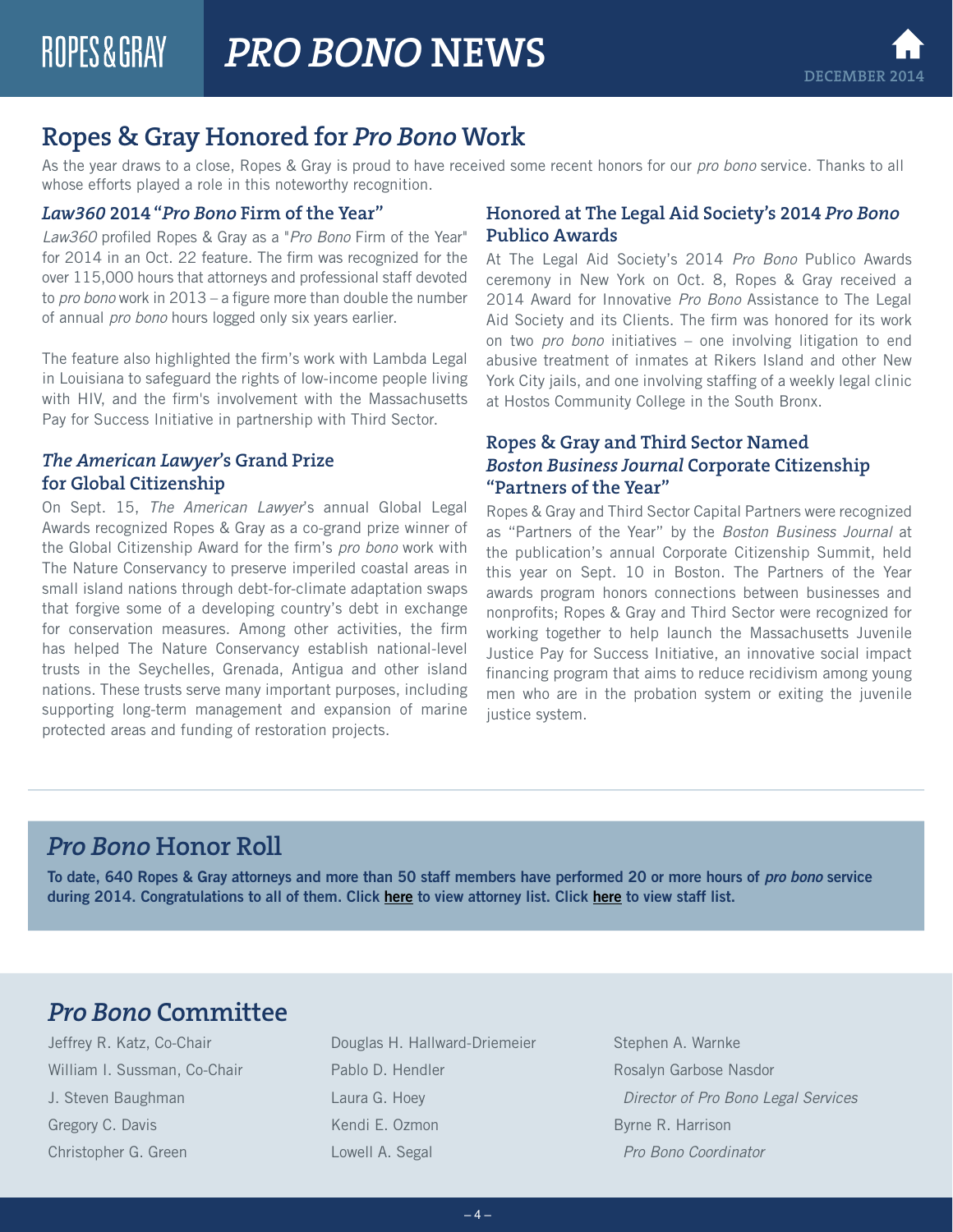# Ropes & Gray Honored for *Pro Bono* Work

As the year draws to a close, Ropes & Gray is proud to have received some recent honors for our *pro bono* service. Thanks to all whose efforts played a role in this noteworthy recognition.

### *Law360* 2014 "*Pro Bono* Firm of the Year"

*Law360* profiled Ropes & Gray as a "*Pro Bono* Firm of the Year" for 2014 in an Oct. 22 feature. The firm was recognized for the over 115,000 hours that attorneys and professional staff devoted to *pro bono* work in 2013 – a figure more than double the number of annual *pro bono* hours logged only six years earlier.

The feature also highlighted the firm's work with Lambda Legal in Louisiana to safeguard the rights of low-income people living with HIV, and the firm's involvement with the Massachusetts Pay for Success Initiative in partnership with Third Sector.

### *The American Lawyer*'s Grand Prize for Global Citizenship

On Sept. 15, *The American Lawyer*'s annual Global Legal Awards recognized Ropes & Gray as a co-grand prize winner of the Global Citizenship Award for the firm's *pro bono* work with The Nature Conservancy to preserve imperiled coastal areas in small island nations through debt-for-climate adaptation swaps that forgive some of a developing country's debt in exchange for conservation measures. Among other activities, the firm has helped The Nature Conservancy establish national-level trusts in the Seychelles, Grenada, Antigua and other island nations. These trusts serve many important purposes, including supporting long-term management and expansion of marine protected areas and funding of restoration projects.

### Honored at The Legal Aid Society's 2014 *Pro Bono* Publico Awards

At The Legal Aid Society's 2014 *Pro Bono* Publico Awards ceremony in New York on Oct. 8, Ropes & Gray received a 2014 Award for Innovative *Pro Bono* Assistance to The Legal Aid Society and its Clients. The firm was honored for its work on two *pro bono* initiatives – one involving litigation to end abusive treatment of inmates at Rikers Island and other New York City jails, and one involving staffing of a weekly legal clinic at Hostos Community College in the South Bronx.

### Ropes & Gray and Third Sector Named *Boston Business Journal* Corporate Citizenship "Partners of the Year"

Ropes & Gray and Third Sector Capital Partners were recognized as "Partners of the Year" by the *Boston Business Journal* at the publication's annual Corporate Citizenship Summit, held this year on Sept. 10 in Boston. The Partners of the Year awards program honors connections between businesses and nonprofits; Ropes & Gray and Third Sector were recognized for working together to help launch the Massachusetts Juvenile Justice Pay for Success Initiative, an innovative social impact financing program that aims to reduce recidivism among young men who are in the probation system or exiting the juvenile justice system.

---

## *Pro Bono* Honor Roll

**To date, 640 Ropes & Gray attorneys and more than 50 staff members have performed 20 or more hours of *pro bono* service during 2014. Congratulations to all of them. Click here to view attorney list. Click here to view staff list.**

## *Pro Bono* Committee

Jeffrey R. Katz, Co-Chair
William I. Sussman, Co-Chair
J. Steven Baughman
Gregory C. Davis
Christopher G. Green
Douglas H. Hallward-Driemeier
Pablo D. Hendler
Laura G. Hoey
Kendi E. Ozmon
Lowell A. Segal
Stephen A. Warnke
Rosalyn Garbose Nasdor
*Director of Pro Bono Legal Services*
Byrne R. Harrison
*Pro Bono Coordinator*